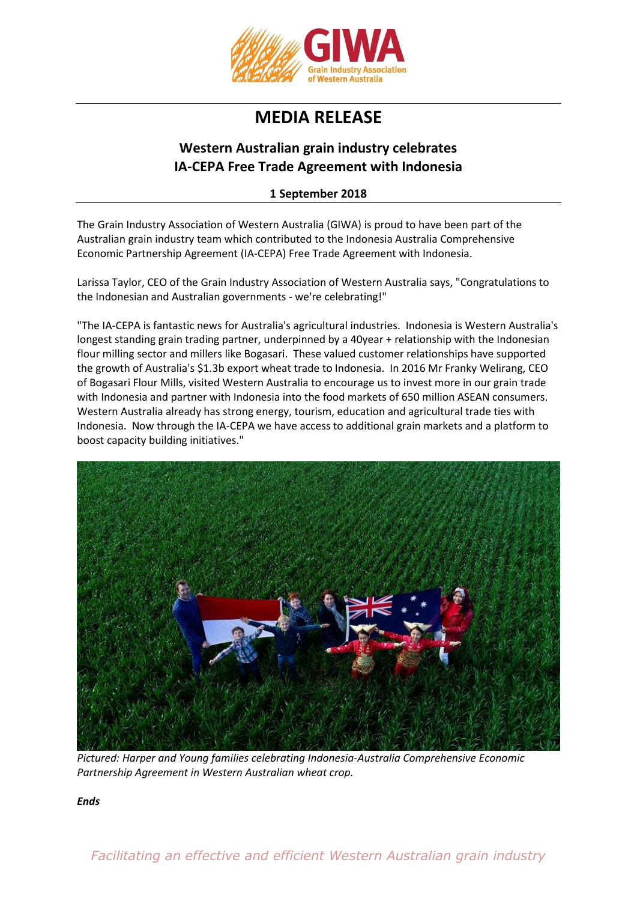# MEDIA RELEASE

## Western Australian grain industry celebrates IA-CEPA Free Trade Agreement with Indonesia

**1 September 2018**

The Grain Industry Association of Western Australia (GIWA) is proud to have been part of the Australian grain industry team which contributed to the Indonesia Australia Comprehensive Economic Partnership Agreement (IA-CEPA) Free Trade Agreement with Indonesia.

Larissa Taylor, CEO of the Grain Industry Association of Western Australia says, "Congratulations to the Indonesian and Australian governments - we're celebrating!"

"The IA-CEPA is fantastic news for Australia's agricultural industries. Indonesia is Western Australia's longest standing grain trading partner, underpinned by a 40year + relationship with the Indonesian flour milling sector and millers like Bogasari. These valued customer relationships have supported the growth of Australia's $1.3b export wheat trade to Indonesia. In 2016 Mr Franky Welirang, CEO of Bogasari Flour Mills, visited Western Australia to encourage us to invest more in our grain trade with Indonesia and partner with Indonesia into the food markets of 650 million ASEAN consumers. Western Australia already has strong energy, tourism, education and agricultural trade ties with Indonesia. Now through the IA-CEPA we have access to additional grain markets and a platform to boost capacity building initiatives."

*Pictured: Harper and Young families celebrating Indonesia-Australia Comprehensive Economic Partnership Agreement in Western Australian wheat crop.*

***Ends***

*Facilitating an effective and efficient Western Australian grain industry*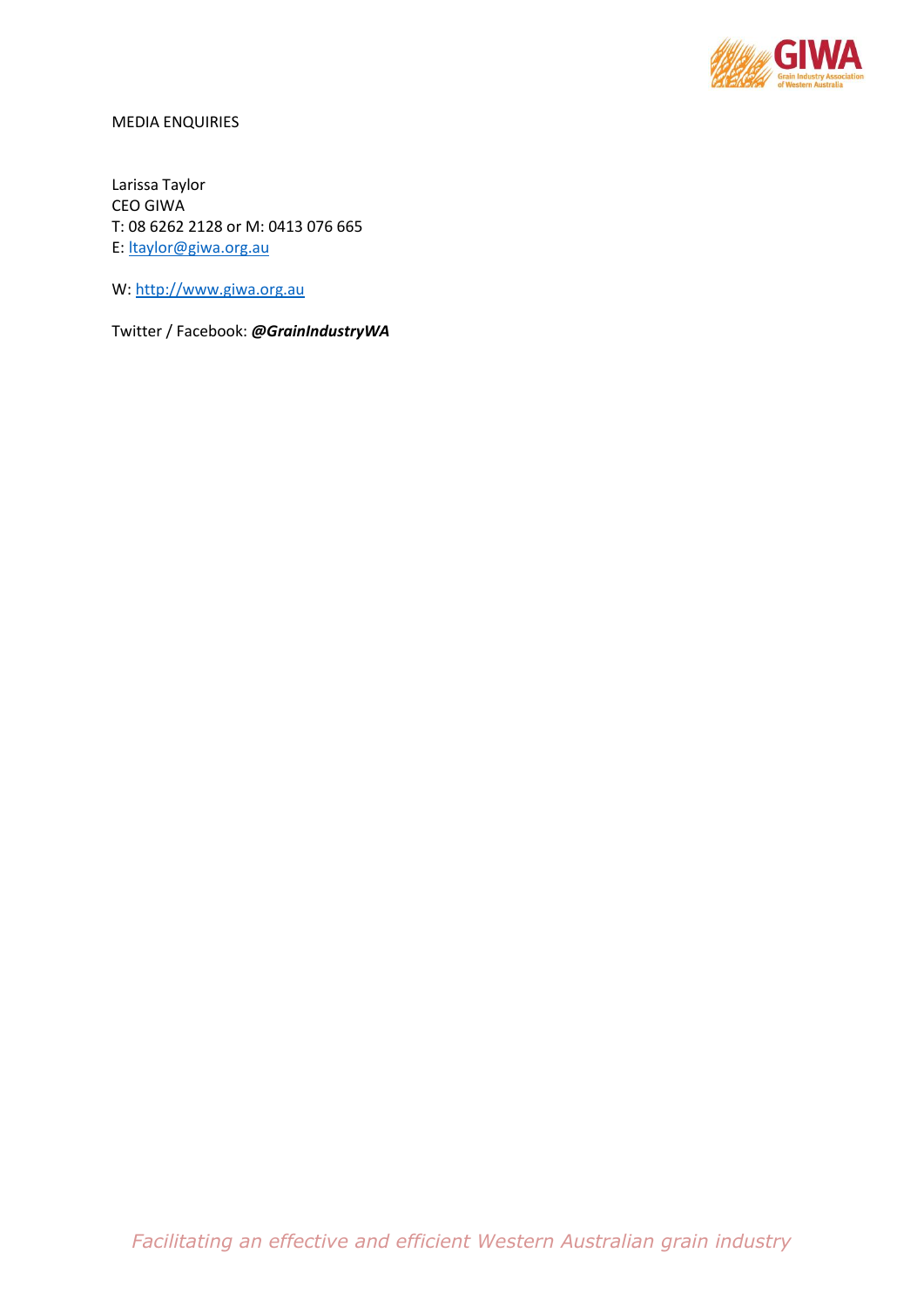MEDIA ENQUIRIES

Larissa Taylor
CEO GIWA
T: 08 6262 2128 or M: 0413 076 665
E: ltaylor@giwa.org.au

W: http://www.giwa.org.au

Twitter / Facebook: ***@GrainIndustryWA***